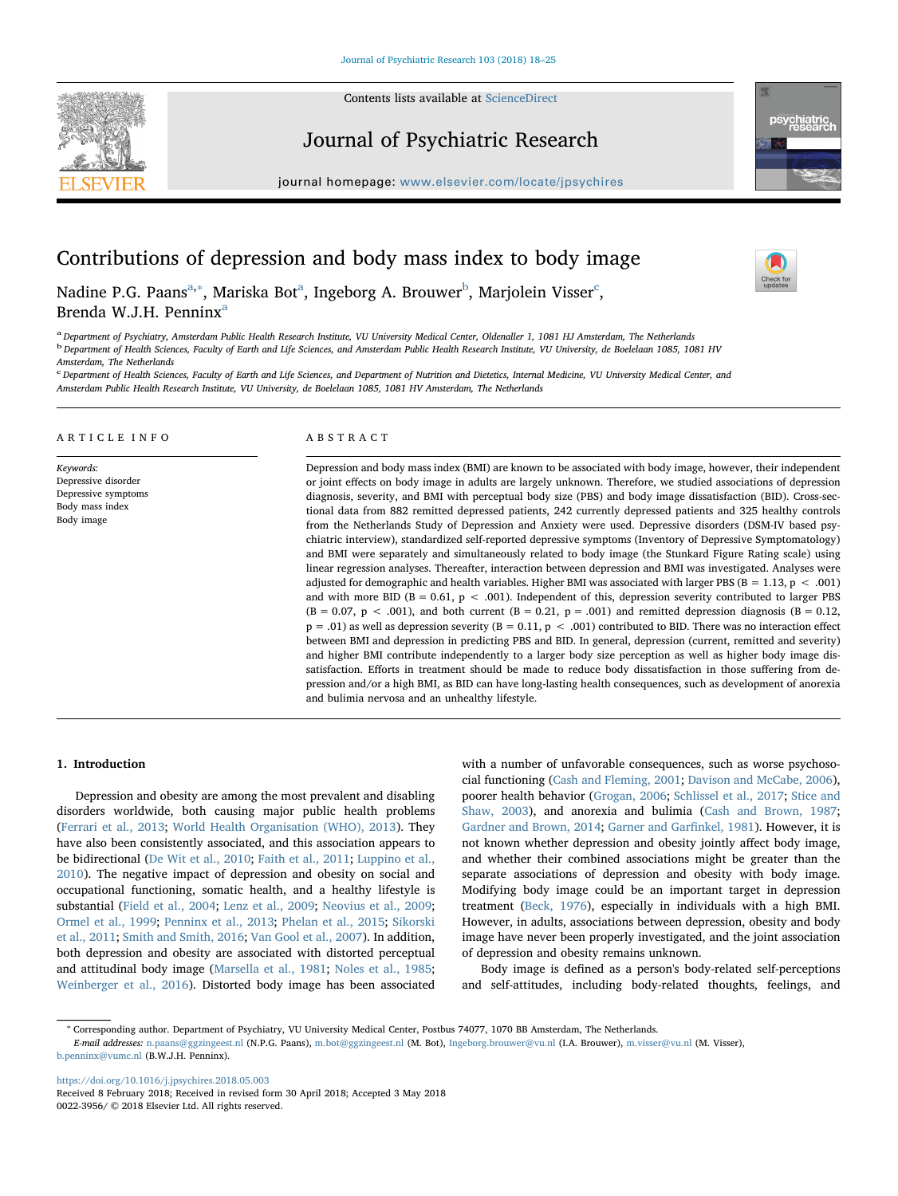# Contributions of depression and body mass index to body image

Nadine P.G. Paans[a,*], Mariska Bot[a], Ingeborg A. Brouwer[b], Marjolein Visser[c], Brenda W.J.H. Penninx[a]

[a] Department of Psychiatry, Amsterdam Public Health Research Institute, VU University Medical Center, Oldenaller 1, 1081 HJ Amsterdam, The Netherlands
[b] Department of Health Sciences, Faculty of Earth and Life Sciences, and Amsterdam Public Health Research Institute, VU University, de Boelelaan 1085, 1081 HV Amsterdam, The Netherlands
[c] Department of Health Sciences, Faculty of Earth and Life Sciences, and Department of Nutrition and Dietetics, Internal Medicine, VU University Medical Center, and Amsterdam Public Health Research Institute, VU University, de Boelelaan 1085, 1081 HV Amsterdam, The Netherlands

## ARTICLE INFO

*Keywords:*
Depressive disorder
Depressive symptoms
Body mass index
Body image

## ABSTRACT

Depression and body mass index (BMI) are known to be associated with body image, however, their independent or joint effects on body image in adults are largely unknown. Therefore, we studied associations of depression diagnosis, severity, and BMI with perceptual body size (PBS) and body image dissatisfaction (BID). Cross-sectional data from 882 remitted depressed patients, 242 currently depressed patients and 325 healthy controls from the Netherlands Study of Depression and Anxiety were used. Depressive disorders (DSM-IV based psychiatric interview), standardized self-reported depressive symptoms (Inventory of Depressive Symptomatology) and BMI were separately and simultaneously related to body image (the Stunkard Figure Rating scale) using linear regression analyses. Thereafter, interaction between depression and BMI was investigated. Analyses were adjusted for demographic and health variables. Higher BMI was associated with larger PBS (B = 1.13, $p < .001$) and with more BID (B = 0.61, $p < .001$). Independent of this, depression severity contributed to larger PBS (B = 0.07, $p < .001$), and both current (B = 0.21, $p = .001$) and remitted depression diagnosis (B = 0.12, $p = .01$) as well as depression severity (B = 0.11, $p < .001$) contributed to BID. There was no interaction effect between BMI and depression in predicting PBS and BID. In general, depression (current, remitted and severity) and higher BMI contribute independently to a larger body size perception as well as higher body image dissatisfaction. Efforts in treatment should be made to reduce body dissatisfaction in those suffering from depression and/or a high BMI, as BID can have long-lasting health consequences, such as development of anorexia and bulimia nervosa and an unhealthy lifestyle.

## 1. Introduction

Depression and obesity are among the most prevalent and disabling disorders worldwide, both causing major public health problems (Ferrari et al., 2013; World Health Organisation (WHO), 2013). They have also been consistently associated, and this association appears to be bidirectional (De Wit et al., 2010; Faith et al., 2011; Luppino et al., 2010). The negative impact of depression and obesity on social and occupational functioning, somatic health, and a healthy lifestyle is substantial (Field et al., 2004; Lenz et al., 2009; Neovius et al., 2009; Ormel et al., 1999; Penninx et al., 2013; Phelan et al., 2015; Sikorski et al., 2011; Smith and Smith, 2016; Van Gool et al., 2007). In addition, both depression and obesity are associated with distorted perceptual and attitudinal body image (Marsella et al., 1981; Noles et al., 1985; Weinberger et al., 2016). Distorted body image has been associated with a number of unfavorable consequences, such as worse psychosocial functioning (Cash and Fleming, 2001; Davison and McCabe, 2006), poorer health behavior (Grogan, 2006; Schlissel et al., 2017; Stice and Shaw, 2003), and anorexia and bulimia (Cash and Brown, 1987; Gardner and Brown, 2014; Garner and Garfinkel, 1981). However, it is not known whether depression and obesity jointly affect body image, and whether their combined associations might be greater than the separate associations of depression and obesity with body image. Modifying body image could be an important target in depression treatment (Beck, 1976), especially in individuals with a high BMI. However, in adults, associations between depression, obesity and body image have never been properly investigated, and the joint association of depression and obesity remains unknown.

Body image is defined as a person's body-related self-perceptions and self-attitudes, including body-related thoughts, feelings, and

* Corresponding author. Department of Psychiatry, VU University Medical Center, Postbus 74077, 1070 BB Amsterdam, The Netherlands.
*E-mail addresses:* n.paans@ggzingeest.nl (N.P.G. Paans), m.bot@ggzingeest.nl (M. Bot), Ingeborg.brouwer@vu.nl (I.A. Brouwer), m.visser@vu.nl (M. Visser), b.penninx@vumc.nl (B.W.J.H. Penninx).

https://doi.org/10.1016/j.jpsychires.2018.05.003
Received 8 February 2018; Received in revised form 30 April 2018; Accepted 3 May 2018
0022-3956/ © 2018 Elsevier Ltd. All rights reserved.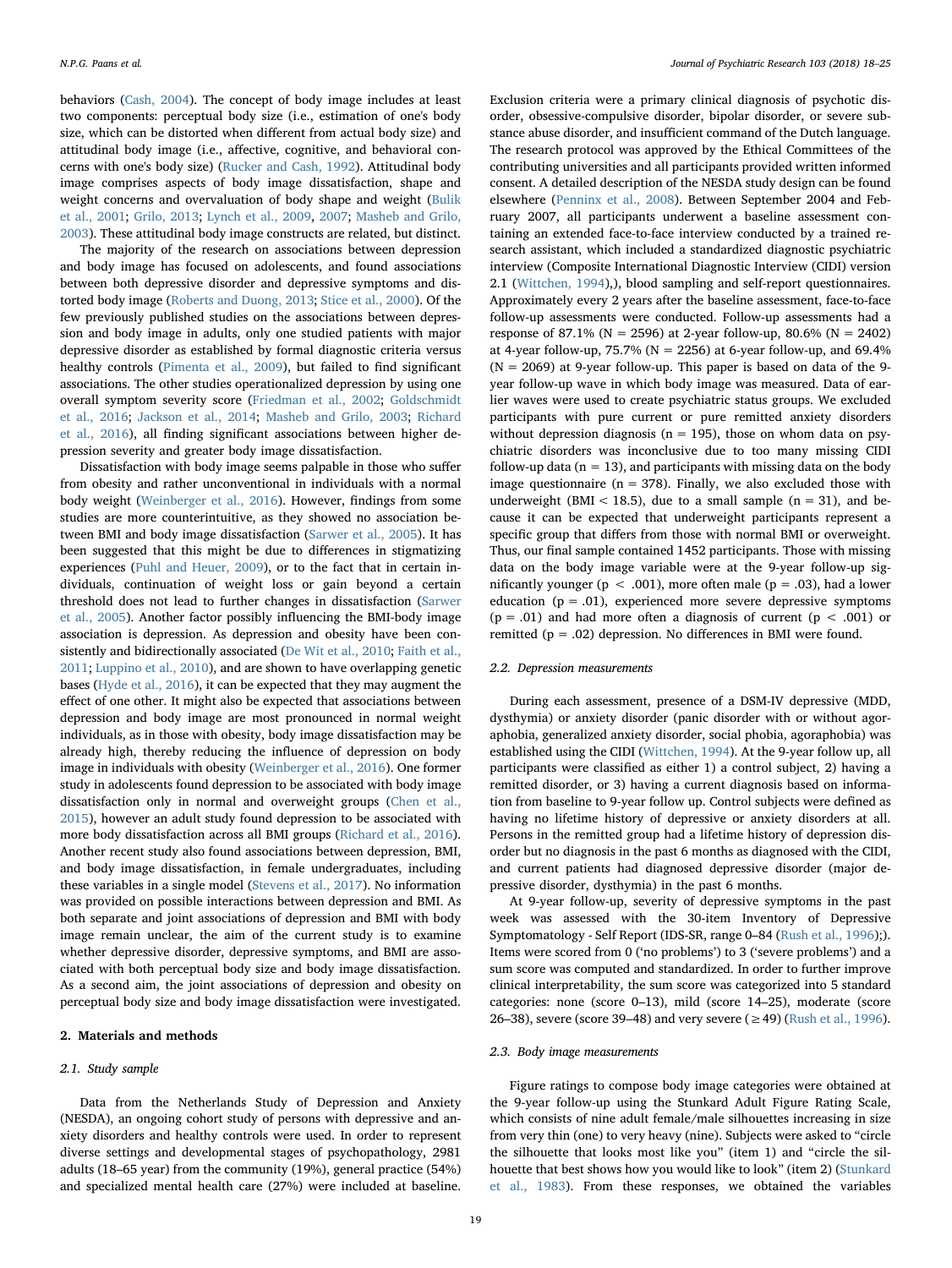behaviors (Cash, 2004). The concept of body image includes at least two components: perceptual body size (i.e., estimation of one's body size, which can be distorted when different from actual body size) and attitudinal body image (i.e., affective, cognitive, and behavioral concerns with one's body size) (Rucker and Cash, 1992). Attitudinal body image comprises aspects of body image dissatisfaction, shape and weight concerns and overvaluation of body shape and weight (Bulik et al., 2001; Grilo, 2013; Lynch et al., 2009, 2007; Masheb and Grilo, 2003). These attitudinal body image constructs are related, but distinct.

The majority of the research on associations between depression and body image has focused on adolescents, and found associations between both depressive disorder and depressive symptoms and distorted body image (Roberts and Duong, 2013; Stice et al., 2000). Of the few previously published studies on the associations between depression and body image in adults, only one studied patients with major depressive disorder as established by formal diagnostic criteria versus healthy controls (Pimenta et al., 2009), but failed to find significant associations. The other studies operationalized depression by using one overall symptom severity score (Friedman et al., 2002; Goldschmidt et al., 2016; Jackson et al., 2014; Masheb and Grilo, 2003; Richard et al., 2016), all finding significant associations between higher depression severity and greater body image dissatisfaction.

Dissatisfaction with body image seems palpable in those who suffer from obesity and rather unconventional in individuals with a normal body weight (Weinberger et al., 2016). However, findings from some studies are more counterintuitive, as they showed no association between BMI and body image dissatisfaction (Sarwer et al., 2005). It has been suggested that this might be due to differences in stigmatizing experiences (Puhl and Heuer, 2009), or to the fact that in certain individuals, continuation of weight loss or gain beyond a certain threshold does not lead to further changes in dissatisfaction (Sarwer et al., 2005). Another factor possibly influencing the BMI-body image association is depression. As depression and obesity have been consistently and bidirectionally associated (De Wit et al., 2010; Faith et al., 2011; Luppino et al., 2010), and are shown to have overlapping genetic bases (Hyde et al., 2016), it can be expected that they may augment the effect of one other. It might also be expected that associations between depression and body image are most pronounced in normal weight individuals, as in those with obesity, body image dissatisfaction may be already high, thereby reducing the influence of depression on body image in individuals with obesity (Weinberger et al., 2016). One former study in adolescents found depression to be associated with body image dissatisfaction only in normal and overweight groups (Chen et al., 2015), however an adult study found depression to be associated with more body dissatisfaction across all BMI groups (Richard et al., 2016). Another recent study also found associations between depression, BMI, and body image dissatisfaction, in female undergraduates, including these variables in a single model (Stevens et al., 2017). No information was provided on possible interactions between depression and BMI. As both separate and joint associations of depression and BMI with body image remain unclear, the aim of the current study is to examine whether depressive disorder, depressive symptoms, and BMI are associated with both perceptual body size and body image dissatisfaction. As a second aim, the joint associations of depression and obesity on perceptual body size and body image dissatisfaction were investigated.

## 2. Materials and methods

### 2.1. Study sample

Data from the Netherlands Study of Depression and Anxiety (NESDA), an ongoing cohort study of persons with depressive and anxiety disorders and healthy controls were used. In order to represent diverse settings and developmental stages of psychopathology, 2981 adults (18–65 year) from the community (19%), general practice (54%) and specialized mental health care (27%) were included at baseline. Exclusion criteria were a primary clinical diagnosis of psychotic disorder, obsessive-compulsive disorder, bipolar disorder, or severe substance abuse disorder, and insufficient command of the Dutch language. The research protocol was approved by the Ethical Committees of the contributing universities and all participants provided written informed consent. A detailed description of the NESDA study design can be found elsewhere (Penninx et al., 2008). Between September 2004 and February 2007, all participants underwent a baseline assessment containing an extended face-to-face interview conducted by a trained research assistant, which included a standardized diagnostic psychiatric interview (Composite International Diagnostic Interview (CIDI) version 2.1 (Wittchen, 1994),), blood sampling and self-report questionnaires. Approximately every 2 years after the baseline assessment, face-to-face follow-up assessments were conducted. Follow-up assessments had a response of 87.1% (N = 2596) at 2-year follow-up, 80.6% (N = 2402) at 4-year follow-up, 75.7% (N = 2256) at 6-year follow-up, and 69.4% (N = 2069) at 9-year follow-up. This paper is based on data of the 9-year follow-up wave in which body image was measured. Data of earlier waves were used to create psychiatric status groups. We excluded participants with pure current or pure remitted anxiety disorders without depression diagnosis (n = 195), those on whom data on psychiatric disorders was inconclusive due to too many missing CIDI follow-up data (n = 13), and participants with missing data on the body image questionnaire (n = 378). Finally, we also excluded those with underweight (BMI < 18.5), due to a small sample (n = 31), and because it can be expected that underweight participants represent a specific group that differs from those with normal BMI or overweight. Thus, our final sample contained 1452 participants. Those with missing data on the body image variable were at the 9-year follow-up significantly younger ($p < .001$), more often male ($p = .03$), had a lower education ($p = .01$), experienced more severe depressive symptoms ($p = .01$) and had more often a diagnosis of current ($p < .001$) or remitted ($p = .02$) depression. No differences in BMI were found.

### 2.2. Depression measurements

During each assessment, presence of a DSM-IV depressive (MDD, dysthymia) or anxiety disorder (panic disorder with or without agoraphobia, generalized anxiety disorder, social phobia, agoraphobia) was established using the CIDI (Wittchen, 1994). At the 9-year follow up, all participants were classified as either 1) a control subject, 2) having a remitted disorder, or 3) having a current diagnosis based on information from baseline to 9-year follow up. Control subjects were defined as having no lifetime history of depressive or anxiety disorders at all. Persons in the remitted group had a lifetime history of depression disorder but no diagnosis in the past 6 months as diagnosed with the CIDI, and current patients had diagnosed depressive disorder (major depressive disorder, dysthymia) in the past 6 months.

At 9-year follow-up, severity of depressive symptoms in the past week was assessed with the 30-item Inventory of Depressive Symptomatology - Self Report (IDS-SR, range 0–84 (Rush et al., 1996);). Items were scored from 0 ('no problems') to 3 ('severe problems') and a sum score was computed and standardized. In order to further improve clinical interpretability, the sum score was categorized into 5 standard categories: none (score 0–13), mild (score 14–25), moderate (score 26–38), severe (score 39–48) and very severe (≥49) (Rush et al., 1996).

### 2.3. Body image measurements

Figure ratings to compose body image categories were obtained at the 9-year follow-up using the Stunkard Adult Figure Rating Scale, which consists of nine adult female/male silhouettes increasing in size from very thin (one) to very heavy (nine). Subjects were asked to "circle the silhouette that looks most like you" (item 1) and "circle the silhouette that best shows how you would like to look" (item 2) (Stunkard et al., 1983). From these responses, we obtained the variables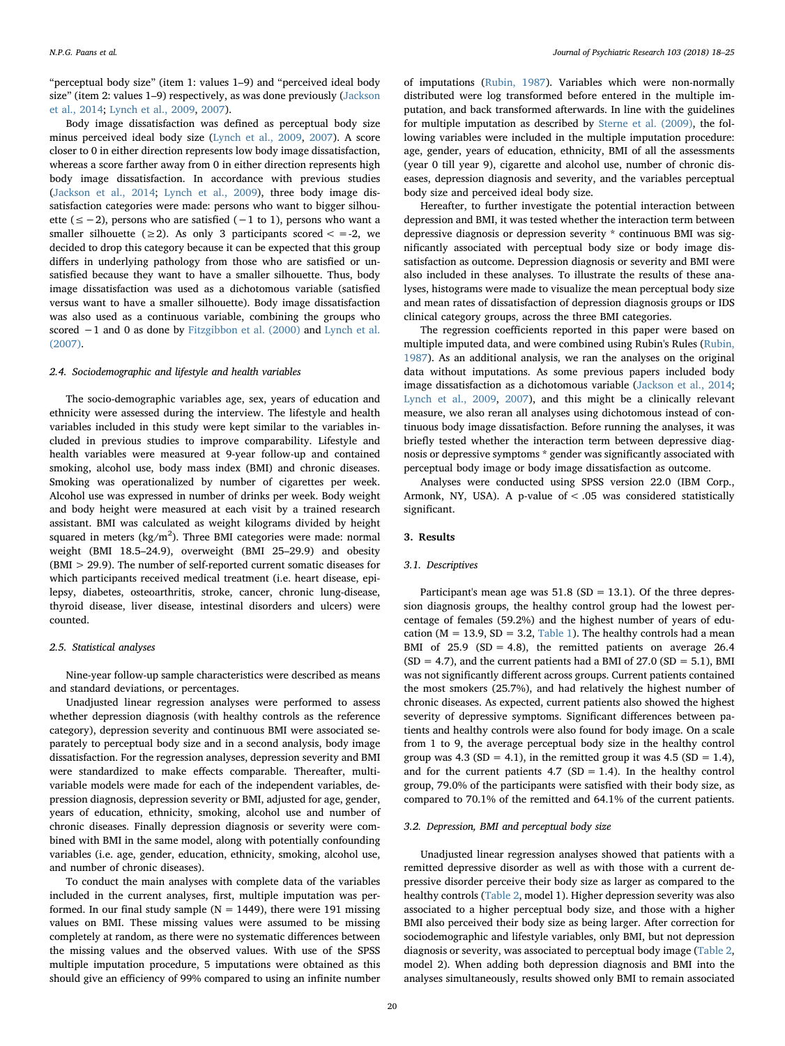"perceptual body size" (item 1: values 1–9) and "perceived ideal body size" (item 2: values 1–9) respectively, as was done previously (Jackson et al., 2014; Lynch et al., 2009, 2007).

Body image dissatisfaction was defined as perceptual body size minus perceived ideal body size (Lynch et al., 2009, 2007). A score closer to 0 in either direction represents low body image dissatisfaction, whereas a score farther away from 0 in either direction represents high body image dissatisfaction. In accordance with previous studies (Jackson et al., 2014; Lynch et al., 2009), three body image dissatisfaction categories were made: persons who want to bigger silhouette (≤ −2), persons who are satisfied (−1 to 1), persons who want a smaller silhouette (≥2). As only 3 participants scored < =-2, we decided to drop this category because it can be expected that this group differs in underlying pathology from those who are satisfied or unsatisfied because they want to have a smaller silhouette. Thus, body image dissatisfaction was used as a dichotomous variable (satisfied versus want to have a smaller silhouette). Body image dissatisfaction was also used as a continuous variable, combining the groups who scored −1 and 0 as done by Fitzgibbon et al. (2000) and Lynch et al. (2007).

### 2.4. Sociodemographic and lifestyle and health variables

The socio-demographic variables age, sex, years of education and ethnicity were assessed during the interview. The lifestyle and health variables included in this study were kept similar to the variables included in previous studies to improve comparability. Lifestyle and health variables were measured at 9-year follow-up and contained smoking, alcohol use, body mass index (BMI) and chronic diseases. Smoking was operationalized by number of cigarettes per week. Alcohol use was expressed in number of drinks per week. Body weight and body height were measured at each visit by a trained research assistant. BMI was calculated as weight kilograms divided by height squared in meters ($kg/m^2$). Three BMI categories were made: normal weight (BMI 18.5–24.9), overweight (BMI 25–29.9) and obesity (BMI > 29.9). The number of self-reported current somatic diseases for which participants received medical treatment (i.e. heart disease, epilepsy, diabetes, osteoarthritis, stroke, cancer, chronic lung-disease, thyroid disease, liver disease, intestinal disorders and ulcers) were counted.

### 2.5. Statistical analyses

Nine-year follow-up sample characteristics were described as means and standard deviations, or percentages.

Unadjusted linear regression analyses were performed to assess whether depression diagnosis (with healthy controls as the reference category), depression severity and continuous BMI were associated separately to perceptual body size and in a second analysis, body image dissatisfaction. For the regression analyses, depression severity and BMI were standardized to make effects comparable. Thereafter, multivariable models were made for each of the independent variables, depression diagnosis, depression severity or BMI, adjusted for age, gender, years of education, ethnicity, smoking, alcohol use and number of chronic diseases. Finally depression diagnosis or severity were combined with BMI in the same model, along with potentially confounding variables (i.e. age, gender, education, ethnicity, smoking, alcohol use, and number of chronic diseases).

To conduct the main analyses with complete data of the variables included in the current analyses, first, multiple imputation was performed. In our final study sample (N = 1449), there were 191 missing values on BMI. These missing values were assumed to be missing completely at random, as there were no systematic differences between the missing values and the observed values. With use of the SPSS multiple imputation procedure, 5 imputations were obtained as this should give an efficiency of 99% compared to using an infinite number of imputations (Rubin, 1987). Variables which were non-normally distributed were log transformed before entered in the multiple imputation, and back transformed afterwards. In line with the guidelines for multiple imputation as described by Sterne et al. (2009), the following variables were included in the multiple imputation procedure: age, gender, years of education, ethnicity, BMI of all the assessments (year 0 till year 9), cigarette and alcohol use, number of chronic diseases, depression diagnosis and severity, and the variables perceptual body size and perceived ideal body size.

Hereafter, to further investigate the potential interaction between depression and BMI, it was tested whether the interaction term between depressive diagnosis or depression severity * continuous BMI was significantly associated with perceptual body size or body image dissatisfaction as outcome. Depression diagnosis or severity and BMI were also included in these analyses. To illustrate the results of these analyses, histograms were made to visualize the mean perceptual body size and mean rates of dissatisfaction of depression diagnosis groups or IDS clinical category groups, across the three BMI categories.

The regression coefficients reported in this paper were based on multiple imputed data, and were combined using Rubin's Rules (Rubin, 1987). As an additional analysis, we ran the analyses on the original data without imputations. As some previous papers included body image dissatisfaction as a dichotomous variable (Jackson et al., 2014; Lynch et al., 2009, 2007), and this might be a clinically relevant measure, we also reran all analyses using dichotomous instead of continuous body image dissatisfaction. Before running the analyses, it was briefly tested whether the interaction term between depressive diagnosis or depressive symptoms * gender was significantly associated with perceptual body image or body image dissatisfaction as outcome.

Analyses were conducted using SPSS version 22.0 (IBM Corp., Armonk, NY, USA). A p-value of < .05 was considered statistically significant.

## 3. Results

### 3.1. Descriptives

Participant's mean age was 51.8 (SD = 13.1). Of the three depression diagnosis groups, the healthy control group had the lowest percentage of females (59.2%) and the highest number of years of education (M = 13.9, SD = 3.2, Table 1). The healthy controls had a mean BMI of 25.9 (SD = 4.8), the remitted patients on average 26.4 (SD = 4.7), and the current patients had a BMI of 27.0 (SD = 5.1), BMI was not significantly different across groups. Current patients contained the most smokers (25.7%), and had relatively the highest number of chronic diseases. As expected, current patients also showed the highest severity of depressive symptoms. Significant differences between patients and healthy controls were also found for body image. On a scale from 1 to 9, the average perceptual body size in the healthy control group was 4.3 (SD = 4.1), in the remitted group it was 4.5 (SD = 1.4), and for the current patients 4.7 (SD = 1.4). In the healthy control group, 79.0% of the participants were satisfied with their body size, as compared to 70.1% of the remitted and 64.1% of the current patients.

### 3.2. Depression, BMI and perceptual body size

Unadjusted linear regression analyses showed that patients with a remitted depressive disorder as well as with those with a current depressive disorder perceive their body size as larger as compared to the healthy controls (Table 2, model 1). Higher depression severity was also associated to a higher perceptual body size, and those with a higher BMI also perceived their body size as being larger. After correction for sociodemographic and lifestyle variables, only BMI, but not depression diagnosis or severity, was associated to perceptual body image (Table 2, model 2). When adding both depression diagnosis and BMI into the analyses simultaneously, results showed only BMI to remain associated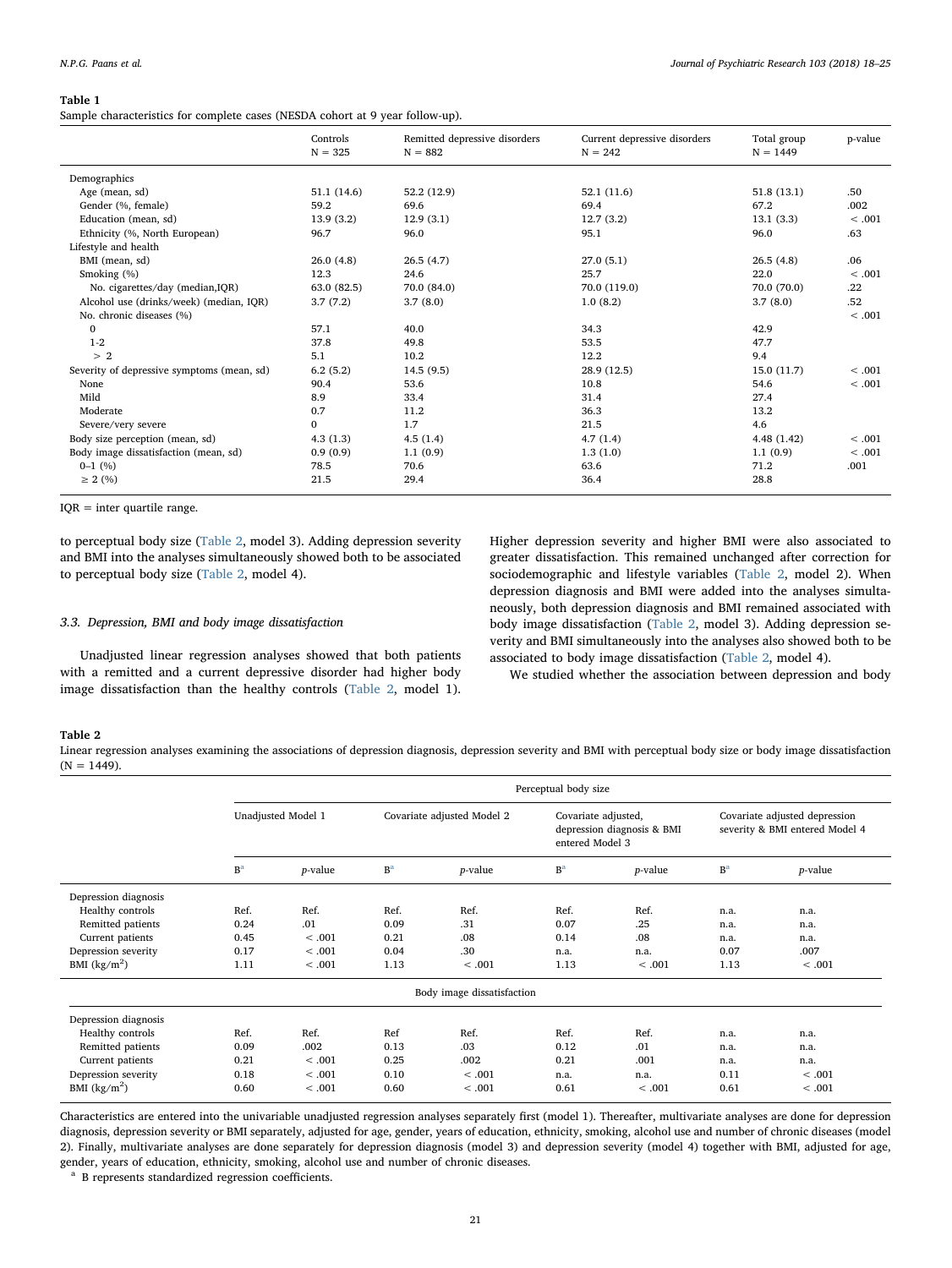**Table 1**
Sample characteristics for complete cases (NESDA cohort at 9 year follow-up).

| | Controls N = 325 | Remitted depressive disorders N = 882 | Current depressive disorders N = 242 | Total group N = 1449 | p-value |
|---|---|---|---|---|---|
| Demographics | | | | | |
| Age (mean, sd) | 51.1 (14.6) | 52.2 (12.9) | 52.1 (11.6) | 51.8 (13.1) | .50 |
| Gender (%, female) | 59.2 | 69.6 | 69.4 | 67.2 | .002 |
| Education (mean, sd) | 13.9 (3.2) | 12.9 (3.1) | 12.7 (3.2) | 13.1 (3.3) | < .001 |
| Ethnicity (%, North European) | 96.7 | 96.0 | 95.1 | 96.0 | .63 |
| Lifestyle and health | | | | | |
| BMI (mean, sd) | 26.0 (4.8) | 26.5 (4.7) | 27.0 (5.1) | 26.5 (4.8) | .06 |
| Smoking (%) | 12.3 | 24.6 | 25.7 | 22.0 | < .001 |
| No. cigarettes/day (median,IQR) | 63.0 (82.5) | 70.0 (84.0) | 70.0 (119.0) | 70.0 (70.0) | .22 |
| Alcohol use (drinks/week) (median, IQR) | 3.7 (7.2) | 3.7 (8.0) | 1.0 (8.2) | 3.7 (8.0) | .52 |
| No. chronic diseases (%) | | | | | < .001 |
| 0 | 57.1 | 40.0 | 34.3 | 42.9 | |
| 1-2 | 37.8 | 49.8 | 53.5 | 47.7 | |
| > 2 | 5.1 | 10.2 | 12.2 | 9.4 | |
| Severity of depressive symptoms (mean, sd) | 6.2 (5.2) | 14.5 (9.5) | 28.9 (12.5) | 15.0 (11.7) | < .001 |
| None | 90.4 | 53.6 | 10.8 | 54.6 | < .001 |
| Mild | 8.9 | 33.4 | 31.4 | 27.4 | |
| Moderate | 0.7 | 11.2 | 36.3 | 13.2 | |
| Severe/very severe | 0 | 1.7 | 21.5 | 4.6 | |
| Body size perception (mean, sd) | 4.3 (1.3) | 4.5 (1.4) | 4.7 (1.4) | 4.48 (1.42) | < .001 |
| Body image dissatisfaction (mean, sd) | 0.9 (0.9) | 1.1 (0.9) | 1.3 (1.0) | 1.1 (0.9) | < .001 |
| 0–1 (%) | 78.5 | 70.6 | 63.6 | 71.2 | .001 |
| ≥ 2 (%) | 21.5 | 29.4 | 36.4 | 28.8 | |

IQR = inter quartile range.

to perceptual body size (Table 2, model 3). Adding depression severity and BMI into the analyses simultaneously showed both to be associated to perceptual body size (Table 2, model 4).

### 3.3. Depression, BMI and body image dissatisfaction

Unadjusted linear regression analyses showed that both patients with a remitted and a current depressive disorder had higher body image dissatisfaction than the healthy controls (Table 2, model 1). Higher depression severity and higher BMI were also associated to greater dissatisfaction. This remained unchanged after correction for sociodemographic and lifestyle variables (Table 2, model 2). When depression diagnosis and BMI were added into the analyses simultaneously, both depression diagnosis and BMI remained associated with body image dissatisfaction (Table 2, model 3). Adding depression severity and BMI simultaneously into the analyses also showed both to be associated to body image dissatisfaction (Table 2, model 4).

We studied whether the association between depression and body

**Table 2**
Linear regression analyses examining the associations of depression diagnosis, depression severity and BMI with perceptual body size or body image dissatisfaction (N = 1449).

| | Unadjusted Model 1 | | Covariate adjusted Model 2 | | Covariate adjusted, depression diagnosis & BMI entered Model 3 | | Covariate adjusted depression severity & BMI entered Model 4 | |
|---|---|---|---|---|---|---|---|---|
| | B[a] | p-value | B[a] | p-value | B[a] | p-value | B[a] | p-value |
| **Perceptual body size** | | | | | | | | |
| Depression diagnosis | | | | | | | | |
| Healthy controls | Ref. | Ref. | Ref. | Ref. | Ref. | Ref. | n.a. | n.a. |
| Remitted patients | 0.24 | .01 | 0.09 | .31 | 0.07 | .25 | n.a. | n.a. |
| Current patients | 0.45 | < .001 | 0.21 | .08 | 0.14 | .08 | n.a. | n.a. |
| Depression severity | 0.17 | < .001 | 0.04 | .30 | n.a. | n.a. | 0.07 | .007 |
| BMI (kg/m$^2$) | 1.11 | < .001 | 1.13 | < .001 | 1.13 | < .001 | 1.13 | < .001 |
| **Body image dissatisfaction** | | | | | | | | |
| Depression diagnosis | | | | | | | | |
| Healthy controls | Ref. | Ref. | Ref | Ref. | Ref. | Ref. | n.a. | n.a. |
| Remitted patients | 0.09 | .002 | 0.13 | .03 | 0.12 | .01 | n.a. | n.a. |
| Current patients | 0.21 | < .001 | 0.25 | .002 | 0.21 | .001 | n.a. | n.a. |
| Depression severity | 0.18 | < .001 | 0.10 | < .001 | n.a. | n.a. | 0.11 | < .001 |
| BMI (kg/m$^2$) | 0.60 | < .001 | 0.60 | < .001 | 0.61 | < .001 | 0.61 | < .001 |

Characteristics are entered into the univariable unadjusted regression analyses separately first (model 1). Thereafter, multivariate analyses are done for depression diagnosis, depression severity or BMI separately, adjusted for age, gender, years of education, ethnicity, smoking, alcohol use and number of chronic diseases (model 2). Finally, multivariate analyses are done separately for depression diagnosis (model 3) and depression severity (model 4) together with BMI, adjusted for age, gender, years of education, ethnicity, smoking, alcohol use and number of chronic diseases.

[a] B represents standardized regression coefficients.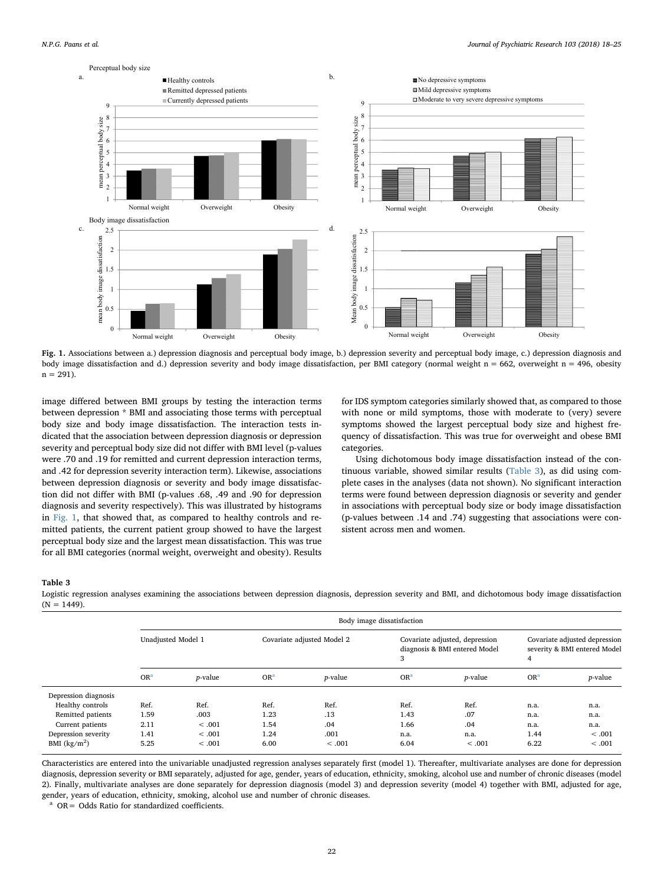Fig. 1. Associations between a.) depression diagnosis and perceptual body image, b.) depression severity and perceptual body image, c.) depression diagnosis and body image dissatisfaction and d.) depression severity and body image dissatisfaction, per BMI category (normal weight n = 662, overweight n = 496, obesity n = 291).

image differed between BMI groups by testing the interaction terms between depression * BMI and associating those terms with perceptual body size and body image dissatisfaction. The interaction tests indicated that the association between depression diagnosis or depression severity and perceptual body size did not differ with BMI level (p-values were .70 and .19 for remitted and current depression interaction terms, and .42 for depression severity interaction term). Likewise, associations between depression diagnosis or severity and body image dissatisfaction did not differ with BMI (p-values .68, .49 and .90 for depression diagnosis and severity respectively). This was illustrated by histograms in Fig. 1, that showed that, as compared to healthy controls and remitted patients, the current patient group showed to have the largest perceptual body size and the largest mean dissatisfaction. This was true for all BMI categories (normal weight, overweight and obesity). Results for IDS symptom categories similarly showed that, as compared to those with none or mild symptoms, those with moderate to (very) severe symptoms showed the largest perceptual body size and highest frequency of dissatisfaction. This was true for overweight and obese BMI categories.

Using dichotomous body image dissatisfaction instead of the continuous variable, showed similar results (Table 3), as did using complete cases in the analyses (data not shown). No significant interaction terms were found between depression diagnosis or severity and gender in associations with perceptual body size or body image dissatisfaction (p-values between .14 and .74) suggesting that associations were consistent across men and women.

**Table 3**
Logistic regression analyses examining the associations between depression diagnosis, depression severity and BMI, and dichotomous body image dissatisfaction (N = 1449).

| | Body image dissatisfaction | | | | | | | |
|---|---|---|---|---|---|---|---|---|
| | Unadjusted Model 1 | | Covariate adjusted Model 2 | | Covariate adjusted, depression diagnosis & BMI entered Model 3 | | Covariate adjusted depression severity & BMI entered Model 4 | |
| | OR[a] | *p*-value | OR[a] | *p*-value | OR[a] | *p*-value | OR[a] | *p*-value |
| Depression diagnosis | | | | | | | | |
| Healthy controls | Ref. | Ref. | Ref. | Ref. | Ref. | Ref. | n.a. | n.a. |
| Remitted patients | 1.59 | .003 | 1.23 | .13 | 1.43 | .07 | n.a. | n.a. |
| Current patients | 2.11 | < .001 | 1.54 | .04 | 1.66 | .04 | n.a. | n.a. |
| Depression severity | 1.41 | < .001 | 1.24 | .001 | n.a. | n.a. | 1.44 | < .001 |
| BMI (kg/m$^2$) | 5.25 | < .001 | 6.00 | < .001 | 6.04 | < .001 | 6.22 | < .001 |

Characteristics are entered into the univariable unadjusted regression analyses separately first (model 1). Thereafter, multivariate analyses are done for depression diagnosis, depression severity or BMI separately, adjusted for age, gender, years of education, ethnicity, smoking, alcohol use and number of chronic diseases (model 2). Finally, multivariate analyses are done separately for depression diagnosis (model 3) and depression severity (model 4) together with BMI, adjusted for age, gender, years of education, ethnicity, smoking, alcohol use and number of chronic diseases.

[a] OR = Odds Ratio for standardized coefficients.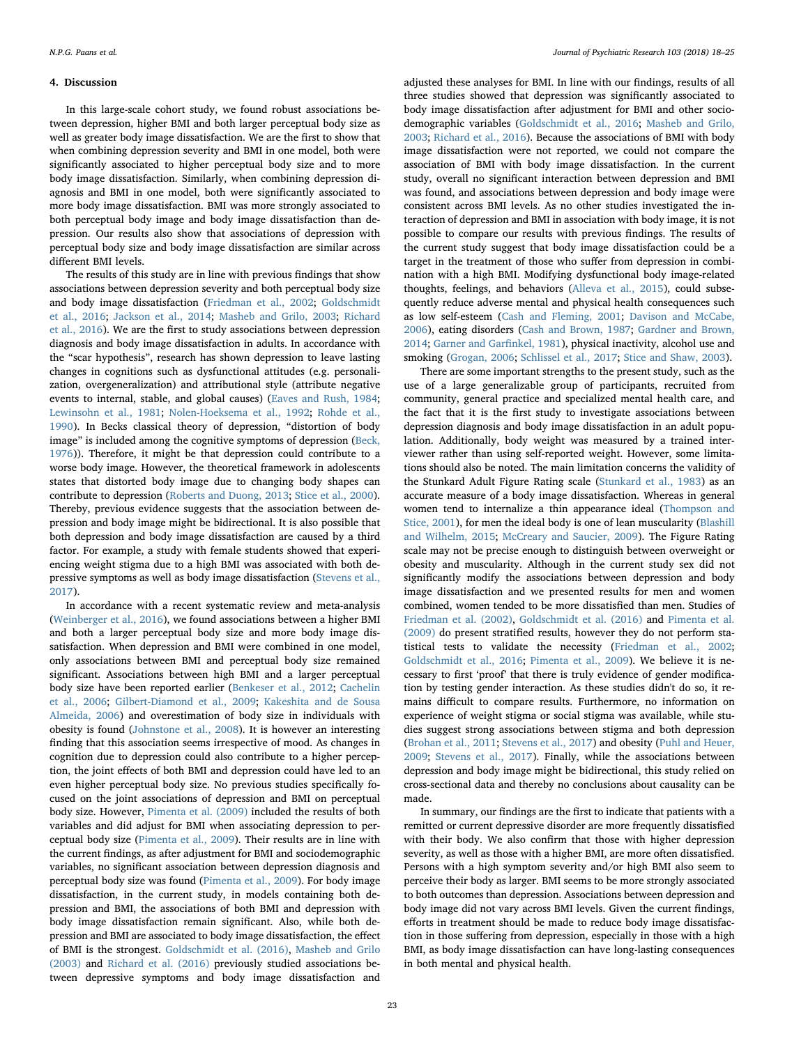## 4. Discussion

In this large-scale cohort study, we found robust associations between depression, higher BMI and both larger perceptual body size as well as greater body image dissatisfaction. We are the first to show that when combining depression severity and BMI in one model, both were significantly associated to higher perceptual body size and to more body image dissatisfaction. Similarly, when combining depression diagnosis and BMI in one model, both were significantly associated to more body image dissatisfaction. BMI was more strongly associated to both perceptual body image and body image dissatisfaction than depression. Our results also show that associations of depression with perceptual body size and body image dissatisfaction are similar across different BMI levels.

The results of this study are in line with previous findings that show associations between depression severity and both perceptual body size and body image dissatisfaction (Friedman et al., 2002; Goldschmidt et al., 2016; Jackson et al., 2014; Masheb and Grilo, 2003; Richard et al., 2016). We are the first to study associations between depression diagnosis and body image dissatisfaction in adults. In accordance with the "scar hypothesis", research has shown depression to leave lasting changes in cognitions such as dysfunctional attitudes (e.g. personalization, overgeneralization) and attributional style (attribute negative events to internal, stable, and global causes) (Eaves and Rush, 1984; Lewinsohn et al., 1981; Nolen-Hoeksema et al., 1992; Rohde et al., 1990). In Becks classical theory of depression, "distortion of body image" is included among the cognitive symptoms of depression (Beck, 1976)). Therefore, it might be that depression could contribute to a worse body image. However, the theoretical framework in adolescents states that distorted body image due to changing body shapes can contribute to depression (Roberts and Duong, 2013; Stice et al., 2000). Thereby, previous evidence suggests that the association between depression and body image might be bidirectional. It is also possible that both depression and body image dissatisfaction are caused by a third factor. For example, a study with female students showed that experiencing weight stigma due to a high BMI was associated with both depressive symptoms as well as body image dissatisfaction (Stevens et al., 2017).

In accordance with a recent systematic review and meta-analysis (Weinberger et al., 2016), we found associations between a higher BMI and both a larger perceptual body size and more body image dissatisfaction. When depression and BMI were combined in one model, only associations between BMI and perceptual body size remained significant. Associations between high BMI and a larger perceptual body size have been reported earlier (Benkeser et al., 2012; Cachelin et al., 2006; Gilbert-Diamond et al., 2009; Kakeshita and de Sousa Almeida, 2006) and overestimation of body size in individuals with obesity is found (Johnstone et al., 2008). It is however an interesting finding that this association seems irrespective of mood. As changes in cognition due to depression could also contribute to a higher perception, the joint effects of both BMI and depression could have led to an even higher perceptual body size. No previous studies specifically focused on the joint associations of depression and BMI on perceptual body size. However, Pimenta et al. (2009) included the results of both variables and did adjust for BMI when associating depression to perceptual body size (Pimenta et al., 2009). Their results are in line with the current findings, as after adjustment for BMI and sociodemographic variables, no significant association between depression diagnosis and perceptual body size was found (Pimenta et al., 2009). For body image dissatisfaction, in the current study, in models containing both depression and BMI, the associations of both BMI and depression with body image dissatisfaction remain significant. Also, while both depression and BMI are associated to body image dissatisfaction, the effect of BMI is the strongest. Goldschmidt et al. (2016), Masheb and Grilo (2003) and Richard et al. (2016) previously studied associations between depressive symptoms and body image dissatisfaction and adjusted these analyses for BMI. In line with our findings, results of all three studies showed that depression was significantly associated to body image dissatisfaction after adjustment for BMI and other sociodemographic variables (Goldschmidt et al., 2016; Masheb and Grilo, 2003; Richard et al., 2016). Because the associations of BMI with body image dissatisfaction were not reported, we could not compare the association of BMI with body image dissatisfaction. In the current study, overall no significant interaction between depression and BMI was found, and associations between depression and body image were consistent across BMI levels. As no other studies investigated the interaction of depression and BMI in association with body image, it is not possible to compare our results with previous findings. The results of the current study suggest that body image dissatisfaction could be a target in the treatment of those who suffer from depression in combination with a high BMI. Modifying dysfunctional body image-related thoughts, feelings, and behaviors (Alleva et al., 2015), could subsequently reduce adverse mental and physical health consequences such as low self-esteem (Cash and Fleming, 2001; Davison and McCabe, 2006), eating disorders (Cash and Brown, 1987; Gardner and Brown, 2014; Garner and Garfinkel, 1981), physical inactivity, alcohol use and smoking (Grogan, 2006; Schlissel et al., 2017; Stice and Shaw, 2003).

There are some important strengths to the present study, such as the use of a large generalizable group of participants, recruited from community, general practice and specialized mental health care, and the fact that it is the first study to investigate associations between depression diagnosis and body image dissatisfaction in an adult population. Additionally, body weight was measured by a trained interviewer rather than using self-reported weight. However, some limitations should also be noted. The main limitation concerns the validity of the Stunkard Adult Figure Rating scale (Stunkard et al., 1983) as an accurate measure of a body image dissatisfaction. Whereas in general women tend to internalize a thin appearance ideal (Thompson and Stice, 2001), for men the ideal body is one of lean muscularity (Blashill and Wilhelm, 2015; McCreary and Saucier, 2009). The Figure Rating scale may not be precise enough to distinguish between overweight or obesity and muscularity. Although in the current study sex did not significantly modify the associations between depression and body image dissatisfaction and we presented results for men and women combined, women tended to be more dissatisfied than men. Studies of Friedman et al. (2002), Goldschmidt et al. (2016) and Pimenta et al. (2009) do present stratified results, however they do not perform statistical tests to validate the necessity (Friedman et al., 2002; Goldschmidt et al., 2016; Pimenta et al., 2009). We believe it is necessary to first 'proof' that there is truly evidence of gender modification by testing gender interaction. As these studies didn't do so, it remains difficult to compare results. Furthermore, no information on experience of weight stigma or social stigma was available, while studies suggest strong associations between stigma and both depression (Brohan et al., 2011; Stevens et al., 2017) and obesity (Puhl and Heuer, 2009; Stevens et al., 2017). Finally, while the associations between depression and body image might be bidirectional, this study relied on cross-sectional data and thereby no conclusions about causality can be made.

In summary, our findings are the first to indicate that patients with a remitted or current depressive disorder are more frequently dissatisfied with their body. We also confirm that those with higher depression severity, as well as those with a higher BMI, are more often dissatisfied. Persons with a high symptom severity and/or high BMI also seem to perceive their body as larger. BMI seems to be more strongly associated to both outcomes than depression. Associations between depression and body image did not vary across BMI levels. Given the current findings, efforts in treatment should be made to reduce body image dissatisfaction in those suffering from depression, especially in those with a high BMI, as body image dissatisfaction can have long-lasting consequences in both mental and physical health.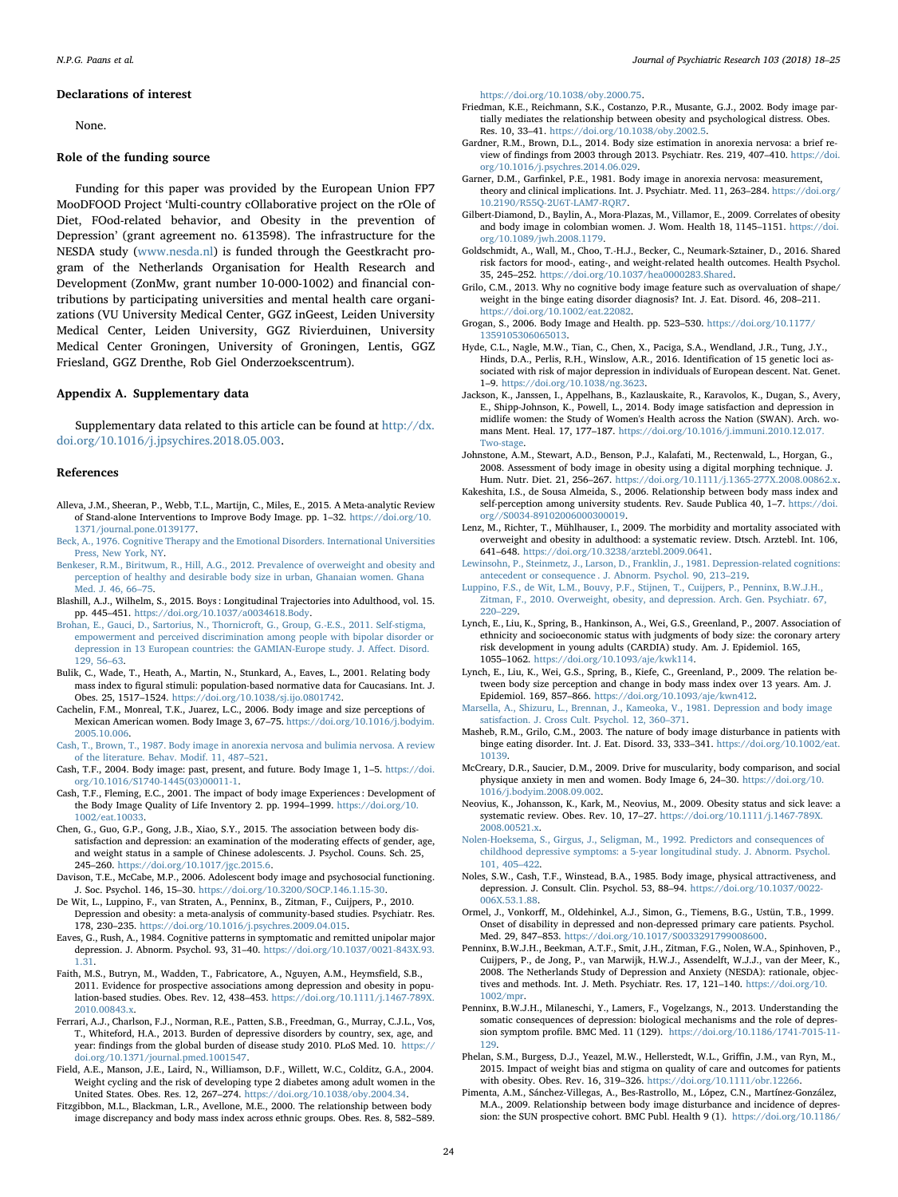### Declarations of interest

None.

### Role of the funding source

Funding for this paper was provided by the European Union FP7 MooDFOOD Project 'Multi-country cOllaborative project on the rOle of Diet, FOod-related behavior, and Obesity in the prevention of Depression' (grant agreement no. 613598). The infrastructure for the NESDA study (www.nesda.nl) is funded through the Geestkracht program of the Netherlands Organisation for Health Research and Development (ZonMw, grant number 10-000-1002) and financial contributions by participating universities and mental health care organizations (VU University Medical Center, GGZ inGeest, Leiden University Medical Center, Leiden University, GGZ Rivierduinen, University Medical Center Groningen, University of Groningen, Lentis, GGZ Friesland, GGZ Drenthe, Rob Giel Onderzoekscentrum).

### Appendix A. Supplementary data

Supplementary data related to this article can be found at http://dx.doi.org/10.1016/j.jpsychires.2018.05.003.

### References

Alleva, J.M., Sheeran, P., Webb, T.L., Martijn, C., Miles, E., 2015. A Meta-analytic Review of Stand-alone Interventions to Improve Body Image. pp. 1–32. https://doi.org/10.1371/journal.pone.0139177.

Beck, A., 1976. Cognitive Therapy and the Emotional Disorders. International Universities Press, New York, NY.

Benkeser, R.M., Biritwum, R., Hill, A.G., 2012. Prevalence of overweight and obesity and perception of healthy and desirable body size in urban, Ghanaian women. Ghana Med. J. 46, 66–75.

Blashill, A.J., Wilhelm, S., 2015. Boys : Longitudinal Trajectories into Adulthood, vol. 15. pp. 445–451. https://doi.org/10.1037/a0034618.Body.

Brohan, E., Gauci, D., Sartorius, N., Thornicroft, G., Group, G.-E.S., 2011. Self-stigma, empowerment and perceived discrimination among people with bipolar disorder or depression in 13 European countries: the GAMIAN-Europe study. J. Affect. Disord. 129, 56–63.

Bulik, C., Wade, T., Heath, A., Martin, N., Stunkard, A., Eaves, L., 2001. Relating body mass index to figural stimuli: population-based normative data for Caucasians. Int. J. Obes. 25, 1517–1524. https://doi.org/10.1038/sj.ijo.0801742.

Cachelin, F.M., Monreal, T.K., Juarez, L.C., 2006. Body image and size perceptions of Mexican American women. Body Image 3, 67–75. https://doi.org/10.1016/j.bodyim.2005.10.006.

Cash, T., Brown, T., 1987. Body image in anorexia nervosa and bulimia nervosa. A review of the literature. Behav. Modif. 11, 487–521.

Cash, T.F., 2004. Body image: past, present, and future. Body Image 1, 1–5. https://doi.org/10.1016/S1740-1445(03)00011-1.

Cash, T.F., Fleming, E.C., 2001. The impact of body image Experiences : Development of the Body Image Quality of Life Inventory 2. pp. 1994–1999. https://doi.org/10.1002/eat.10033.

Chen, G., Guo, G.P., Gong, J.B., Xiao, S.Y., 2015. The association between body dissatisfaction and depression: an examination of the moderating effects of gender, age, and weight status in a sample of Chinese adolescents. J. Psychol. Couns. Sch. 25, 245–260. https://doi.org/10.1017/jgc.2015.6.

Davison, T.E., McCabe, M.P., 2006. Adolescent body image and psychosocial functioning. J. Soc. Psychol. 146, 15–30. https://doi.org/10.3200/SOCP.146.1.15-30.

De Wit, L., Luppino, F., van Straten, A., Penninx, B., Zitman, F., Cuijpers, P., 2010. Depression and obesity: a meta-analysis of community-based studies. Psychiatr. Res. 178, 230–235. https://doi.org/10.1016/j.psychres.2009.04.015.

Eaves, G., Rush, A., 1984. Cognitive patterns in symptomatic and remitted unipolar major depression. J. Abnorm. Psychol. 93, 31–40. https://doi.org/10.1037/0021-843X.93.1.31.

Faith, M.S., Butryn, M., Wadden, T., Fabricatore, A., Nguyen, A.M., Heymsfield, S.B., 2011. Evidence for prospective associations among depression and obesity in population-based studies. Obes. Rev. 12, 438–453. https://doi.org/10.1111/j.1467-789X.2010.00843.x.

Ferrari, A.J., Charlson, F.J., Norman, R.E., Patten, S.B., Freedman, G., Murray, C.J.L., Vos, T., Whiteford, H.A., 2013. Burden of depressive disorders by country, sex, age, and year: findings from the global burden of disease study 2010. PLoS Med. 10. https://doi.org/10.1371/journal.pmed.1001547.

Field, A.E., Manson, J.E., Laird, N., Williamson, D.F., Willett, W.C., Colditz, G.A., 2004. Weight cycling and the risk of developing type 2 diabetes among adult women in the United States. Obes. Res. 12, 267–274. https://doi.org/10.1038/oby.2004.34.

Fitzgibbon, M.L., Blackman, L.R., Avellone, M.E., 2000. The relationship between body image discrepancy and body mass index across ethnic groups. Obes. Res. 8, 582–589. https://doi.org/10.1038/oby.2000.75.

Friedman, K.E., Reichmann, S.K., Costanzo, P.R., Musante, G.J., 2002. Body image partially mediates the relationship between obesity and psychological distress. Obes. Res. 10, 33–41. https://doi.org/10.1038/oby.2002.5.

Gardner, R.M., Brown, D.L., 2014. Body size estimation in anorexia nervosa: a brief review of findings from 2003 through 2013. Psychiatr. Res. 219, 407–410. https://doi.org/10.1016/j.psychres.2014.06.029.

Garner, D.M., Garfinkel, P.E., 1981. Body image in anorexia nervosa: measurement, theory and clinical implications. Int. J. Psychiatr. Med. 11, 263–284. https://doi.org/10.2190/R55Q-2U6T-LAM7-RQR7.

Gilbert-Diamond, D., Baylin, A., Mora-Plazas, M., Villamor, E., 2009. Correlates of obesity and body image in colombian women. J. Wom. Health 18, 1145–1151. https://doi.org/10.1089/jwh.2008.1179.

Goldschmidt, A., Wall, M., Choo, T.-H.J., Becker, C., Neumark-Sztainer, D., 2016. Shared risk factors for mood-, eating-, and weight-related health outcomes. Health Psychol. 35, 245–252. https://doi.org/10.1037/hea0000283.Shared.

Grilo, C.M., 2013. Why no cognitive body image feature such as overvaluation of shape/weight in the binge eating disorder diagnosis? Int. J. Eat. Disord. 46, 208–211. https://doi.org/10.1002/eat.22082.

Grogan, S., 2006. Body Image and Health. pp. 523–530. https://doi.org/10.1177/1359105306065013.

Hyde, C.L., Nagle, M.W., Tian, C., Chen, X., Paciga, S.A., Wendland, J.R., Tung, J.Y., Hinds, D.A., Perlis, R.H., Winslow, A.R., 2016. Identification of 15 genetic loci associated with risk of major depression in individuals of European descent. Nat. Genet. 1–9. https://doi.org/10.1038/ng.3623.

Jackson, K., Janssen, I., Appelhans, B., Kazlauskaite, R., Karavolos, K., Dugan, S., Avery, E., Shipp-Johnson, K., Powell, L., 2014. Body image satisfaction and depression in midlife women: the Study of Women's Health across the Nation (SWAN). Arch. womans Ment. Heal. 17, 177–187. https://doi.org/10.1016/j.immuni.2010.12.017.Two-stage.

Johnstone, A.M., Stewart, A.D., Benson, P.J., Kalafati, M., Rectenwald, L., Horgan, G., 2008. Assessment of body image in obesity using a digital morphing technique. J. Hum. Nutr. Diet. 21, 256–267. https://doi.org/10.1111/j.1365-277X.2008.00862.x.

Kakeshita, I.S., de Sousa Almeida, S., 2006. Relationship between body mass index and self-perception among university students. Rev. Saude Publica 40, 1–7. https://doi.org//S0034-89102006000300019.

Lenz, M., Richter, T., Mühlhauser, I., 2009. The morbidity and mortality associated with overweight and obesity in adulthood: a systematic review. Dtsch. Arztebl. Int. 106, 641–648. https://doi.org/10.3238/arztebl.2009.0641.

Lewinsohn, P., Steinmetz, J., Larson, D., Franklin, J., 1981. Depression-related cognitions: antecedent or consequence . J. Abnorm. Psychol. 90, 213–219.

Luppino, F.S., de Wit, L.M., Bouvy, P.F., Stijnen, T., Cuijpers, P., Penninx, B.W.J.H., Zitman, F., 2010. Overweight, obesity, and depression. Arch. Gen. Psychiatr. 67, 220–229.

Lynch, E., Liu, K., Spring, B., Hankinson, A., Wei, G.S., Greenland, P., 2007. Association of ethnicity and socioeconomic status with judgments of body size: the coronary artery risk development in young adults (CARDIA) study. Am. J. Epidemiol. 165, 1055–1062. https://doi.org/10.1093/aje/kwk114.

Lynch, E., Liu, K., Wei, G.S., Spring, B., Kiefe, C., Greenland, P., 2009. The relation between body size perception and change in body mass index over 13 years. Am. J. Epidemiol. 169, 857–866. https://doi.org/10.1093/aje/kwn412.

Marsella, A., Shizuru, L., Brennan, J., Kameoka, V., 1981. Depression and body image satisfaction. J. Cross Cult. Psychol. 12, 360–371.

Masheb, R.M., Grilo, C.M., 2003. The nature of body image disturbance in patients with binge eating disorder. Int. J. Eat. Disord. 33, 333–341. https://doi.org/10.1002/eat.10139.

McCreary, D.R., Saucier, D.M., 2009. Drive for muscularity, body comparison, and social physique anxiety in men and women. Body Image 6, 24–30. https://doi.org/10.1016/j.bodyim.2008.09.002.

Neovius, K., Johansson, K., Kark, M., Neovius, M., 2009. Obesity status and sick leave: a systematic review. Obes. Rev. 10, 17–27. https://doi.org/10.1111/j.1467-789X.2008.00521.x.

Nolen-Hoeksema, S., Girgus, J., Seligman, M., 1992. Predictors and consequences of childhood depressive symptoms: a 5-year longitudinal study. J. Abnorm. Psychol. 101, 405–422.

Noles, S.W., Cash, T.F., Winstead, B.A., 1985. Body image, physical attractiveness, and depression. J. Consult. Clin. Psychol. 53, 88–94. https://doi.org/10.1037/0022-006X.53.1.88.

Ormel, J., Vonkorff, M., Oldehinkel, A.J., Simon, G., Tiemens, B.G., Ustün, T.B., 1999. Onset of disability in depressed and non-depressed primary care patients. Psychol. Med. 29, 847–853. https://doi.org/10.1017/S0033291799008600.

Penninx, B.W.J.H., Beekman, A.T.F., Smit, J.H., Zitman, F.G., Nolen, W.A., Spinhoven, P., Cuijpers, P., de Jong, P., van Marwijk, H.W.J., Assendelft, W.J.J., van der Meer, K., 2008. The Netherlands Study of Depression and Anxiety (NESDA): rationale, objectives and methods. Int. J. Meth. Psychiatr. Res. 17, 121–140. https://doi.org/10.1002/mpr.

Penninx, B.W.J.H., Milaneschi, Y., Lamers, F., Vogelzangs, N., 2013. Understanding the somatic consequences of depression: biological mechanisms and the role of depression symptom profile. BMC Med. 11 (129). https://doi.org/10.1186/1741-7015-11-129.

Phelan, S.M., Burgess, D.J., Yeazel, M.W., Hellerstedt, W.L., Griffin, J.M., van Ryn, M., 2015. Impact of weight bias and stigma on quality of care and outcomes for patients with obesity. Obes. Rev. 16, 319–326. https://doi.org/10.1111/obr.12266.

Pimenta, A.M., Sánchez-Villegas, A., Bes-Rastrollo, M., López, C.N., Martínez-González, M.A., 2009. Relationship between body image disturbance and incidence of depression: the SUN prospective cohort. BMC Publ. Health 9 (1). https://doi.org/10.1186/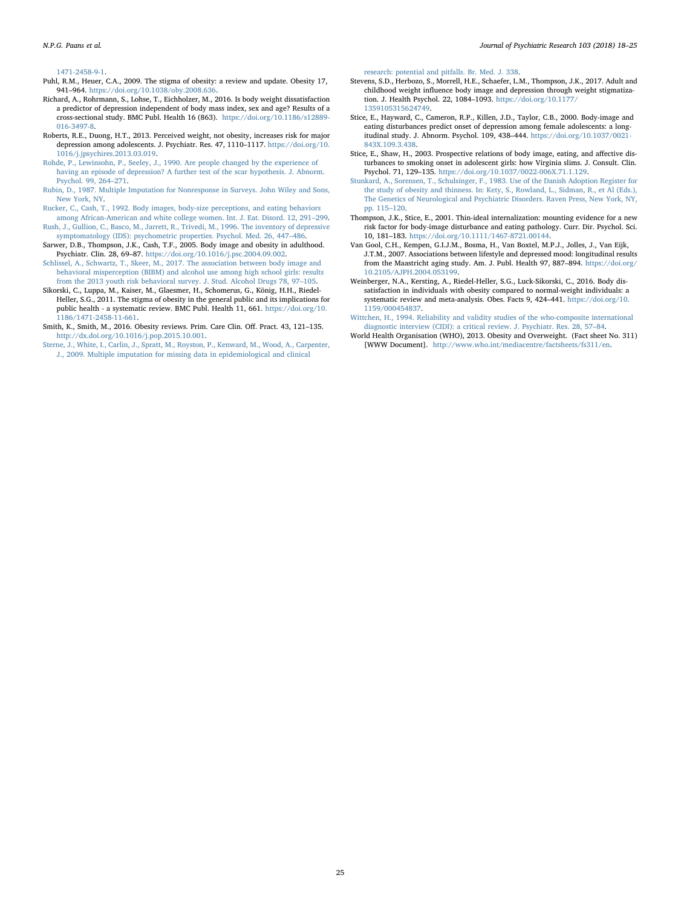1471-2458-9-1.

Puhl, R.M., Heuer, C.A., 2009. The stigma of obesity: a review and update. Obesity 17, 941–964. https://doi.org/10.1038/oby.2008.636.

Richard, A., Rohrmann, S., Lohse, T., Eichholzer, M., 2016. Is body weight dissatisfaction a predictor of depression independent of body mass index, sex and age? Results of a cross-sectional study. BMC Publ. Health 16 (863). https://doi.org/10.1186/s12889-016-3497-8.

Roberts, R.E., Duong, H.T., 2013. Perceived weight, not obesity, increases risk for major depression among adolescents. J. Psychiatr. Res. 47, 1110–1117. https://doi.org/10.1016/j.jpsychires.2013.03.019.

Rohde, P., Lewinsohn, P., Seeley, J., 1990. Are people changed by the experience of having an episode of depression? A further test of the scar hypothesis. J. Abnorm. Psychol. 99, 264–271.

Rubin, D., 1987. Multiple Imputation for Nonresponse in Surveys. John Wiley and Sons, New York, NY.

Rucker, C., Cash, T., 1992. Body images, body-size perceptions, and eating behaviors among African-American and white college women. Int. J. Eat. Disord. 12, 291–299.

Rush, J., Gullion, C., Basco, M., Jarrett, R., Trivedi, M., 1996. The inventory of depressive symptomatology (IDS): psychometric properties. Psychol. Med. 26, 447–486.

Sarwer, D.B., Thompson, J.K., Cash, T.F., 2005. Body image and obesity in adulthood. Psychiatr. Clin. 28, 69–87. https://doi.org/10.1016/j.psc.2004.09.002.

Schlissel, A., Schwartz, T., Skeer, M., 2017. The association between body image and behavioral misperception (BIBM) and alcohol use among high school girls: results from the 2013 youth risk behavioral survey. J. Stud. Alcohol Drugs 78, 97–105.

Sikorski, C., Luppa, M., Kaiser, M., Glaesmer, H., Schomerus, G., König, H.H., Riedel-Heller, S.G., 2011. The stigma of obesity in the general public and its implications for public health - a systematic review. BMC Publ. Health 11, 661. https://doi.org/10.1186/1471-2458-11-661.

Smith, K., Smith, M., 2016. Obesity reviews. Prim. Care Clin. Off. Pract. 43, 121–135. http://dx.doi.org/10.1016/j.pop.2015.10.001.

Sterne, J., White, I., Carlin, J., Spratt, M., Royston, P., Kenward, M., Wood, A., Carpenter, J., 2009. Multiple imputation for missing data in epidemiological and clinical research: potential and pitfalls. Br. Med. J. 338.

Stevens, S.D., Herbozo, S., Morrell, H.E., Schaefer, L.M., Thompson, J.K., 2017. Adult and childhood weight influence body image and depression through weight stigmatization. J. Health Psychol. 22, 1084–1093. https://doi.org/10.1177/1359105315624749.

Stice, E., Hayward, C., Cameron, R.P., Killen, J.D., Taylor, C.B., 2000. Body-image and eating disturbances predict onset of depression among female adolescents: a longitudinal study. J. Abnorm. Psychol. 109, 438–444. https://doi.org/10.1037/0021-843X.109.3.438.

Stice, E., Shaw, H., 2003. Prospective relations of body image, eating, and affective disturbances to smoking onset in adolescent girls: how Virginia slims. J. Consult. Clin. Psychol. 71, 129–135. https://doi.org/10.1037/0022-006X.71.1.129.

Stunkard, A., Sorensen, T., Schulsinger, F., 1983. Use of the Danish Adoption Register for the study of obesity and thinness. In: Kety, S., Rowland, L., Sidman, R., et Al (Eds.), The Genetics of Neurological and Psychiatric Disorders. Raven Press, New York, NY, pp. 115–120.

Thompson, J.K., Stice, E., 2001. Thin-ideal internalization: mounting evidence for a new risk factor for body-image disturbance and eating pathology. Curr. Dir. Psychol. Sci. 10, 181–183. https://doi.org/10.1111/1467-8721.00144.

Van Gool, C.H., Kempen, G.I.J.M., Bosma, H., Van Boxtel, M.P.J., Jolles, J., Van Eijk, J.T.M., 2007. Associations between lifestyle and depressed mood: longitudinal results from the Maastricht aging study. Am. J. Publ. Health 97, 887–894. https://doi.org/10.2105/AJPH.2004.053199.

Weinberger, N.A., Kersting, A., Riedel-Heller, S.G., Luck-Sikorski, C., 2016. Body dissatisfaction in individuals with obesity compared to normal-weight individuals: a systematic review and meta-analysis. Obes. Facts 9, 424–441. https://doi.org/10.1159/000454837.

Wittchen, H., 1994. Reliability and validity studies of the who-composite international diagnostic interview (CIDI): a critical review. J. Psychiatr. Res. 28, 57–84.

World Health Organisation (WHO), 2013. Obesity and Overweight. (Fact sheet No. 311) [WWW Document]. http://www.who.int/mediacentre/factsheets/fs311/en.